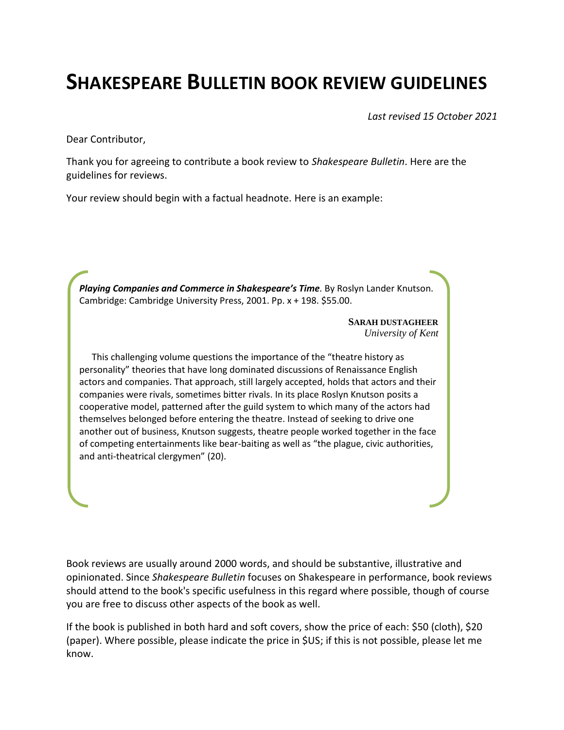# SHAKESPEARE BULLETIN BOOK REVIEW GUIDELINES

*Last revised 15 October 2021*

Dear Contributor,

Thank you for agreeing to contribute a book review to *Shakespeare Bulletin*. Here are the guidelines for reviews.

Your review should begin with a factual headnote. Here is an example:

> ***Playing Companies and Commerce in Shakespeare's Time.*** By Roslyn Lander Knutson. Cambridge: Cambridge University Press, 2001. Pp. x + 198. $55.00.
>
> **SARAH DUSTAGHEER**
> *University of Kent*
>
> This challenging volume questions the importance of the "theatre history as personality" theories that have long dominated discussions of Renaissance English actors and companies. That approach, still largely accepted, holds that actors and their companies were rivals, sometimes bitter rivals. In its place Roslyn Knutson posits a cooperative model, patterned after the guild system to which many of the actors had themselves belonged before entering the theatre. Instead of seeking to drive one another out of business, Knutson suggests, theatre people worked together in the face of competing entertainments like bear-baiting as well as "the plague, civic authorities, and anti-theatrical clergymen" (20).

Book reviews are usually around 2000 words, and should be substantive, illustrative and opinionated. Since *Shakespeare Bulletin* focuses on Shakespeare in performance, book reviews should attend to the book's specific usefulness in this regard where possible, though of course you are free to discuss other aspects of the book as well.

If the book is published in both hard and soft covers, show the price of each: $50 (cloth), $20 (paper). Where possible, please indicate the price in $US; if this is not possible, please let me know.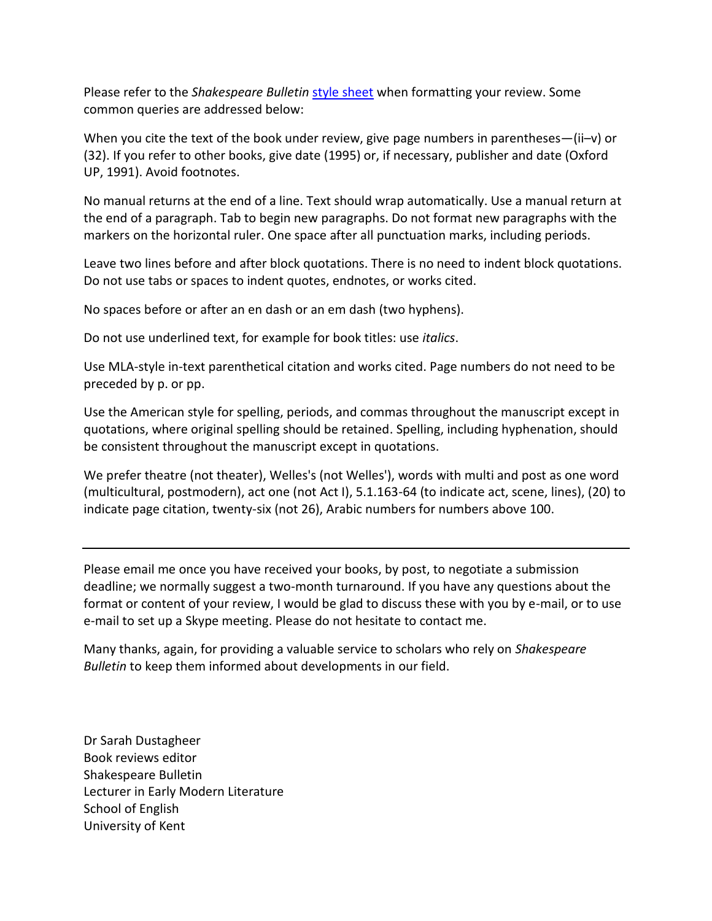Please refer to the *Shakespeare Bulletin* style sheet when formatting your review. Some common queries are addressed below:

When you cite the text of the book under review, give page numbers in parentheses—(ii–v) or (32). If you refer to other books, give date (1995) or, if necessary, publisher and date (Oxford UP, 1991). Avoid footnotes.

No manual returns at the end of a line. Text should wrap automatically. Use a manual return at the end of a paragraph. Tab to begin new paragraphs. Do not format new paragraphs with the markers on the horizontal ruler. One space after all punctuation marks, including periods.

Leave two lines before and after block quotations. There is no need to indent block quotations. Do not use tabs or spaces to indent quotes, endnotes, or works cited.

No spaces before or after an en dash or an em dash (two hyphens).

Do not use underlined text, for example for book titles: use *italics*.

Use MLA-style in-text parenthetical citation and works cited. Page numbers do not need to be preceded by p. or pp.

Use the American style for spelling, periods, and commas throughout the manuscript except in quotations, where original spelling should be retained. Spelling, including hyphenation, should be consistent throughout the manuscript except in quotations.

We prefer theatre (not theater), Welles's (not Welles'), words with multi and post as one word (multicultural, postmodern), act one (not Act I), 5.1.163-64 (to indicate act, scene, lines), (20) to indicate page citation, twenty-six (not 26), Arabic numbers for numbers above 100.

---

Please email me once you have received your books, by post, to negotiate a submission deadline; we normally suggest a two-month turnaround. If you have any questions about the format or content of your review, I would be glad to discuss these with you by e-mail, or to use e-mail to set up a Skype meeting. Please do not hesitate to contact me.

Many thanks, again, for providing a valuable service to scholars who rely on *Shakespeare Bulletin* to keep them informed about developments in our field.

Dr Sarah Dustagheer  
Book reviews editor  
Shakespeare Bulletin  
Lecturer in Early Modern Literature  
School of English  
University of Kent